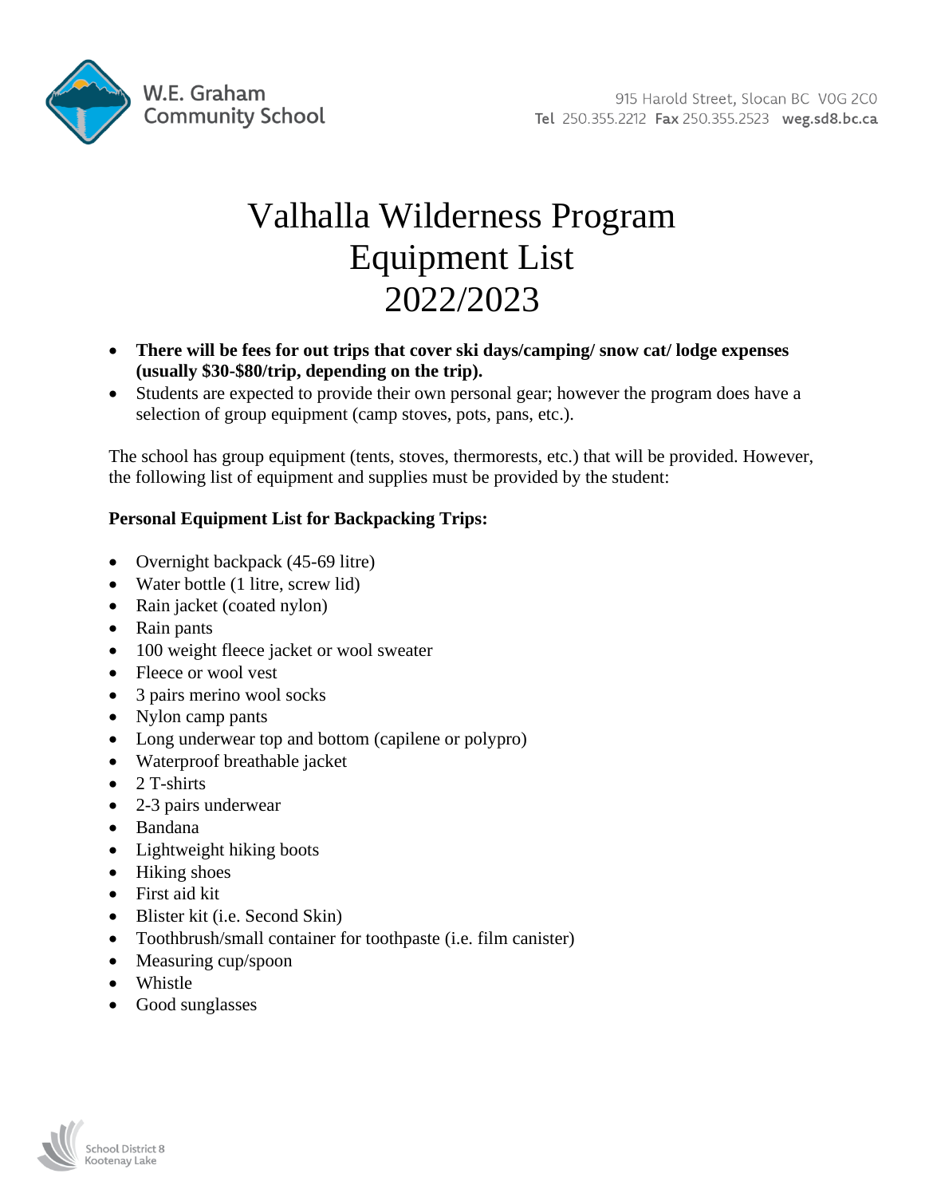W.E. Graham Community School

915 Harold Street, Slocan BC V0G 2C0
**Tel** 250.355.2212 **Fax** 250.355.2523 **weg.sd8.bc.ca**

# Valhalla Wilderness Program Equipment List 2022/2023

- **There will be fees for out trips that cover ski days/camping/ snow cat/ lodge expenses (usually $30-$80/trip, depending on the trip).**
- Students are expected to provide their own personal gear; however the program does have a selection of group equipment (camp stoves, pots, pans, etc.).

The school has group equipment (tents, stoves, thermorests, etc.) that will be provided. However, the following list of equipment and supplies must be provided by the student:

**Personal Equipment List for Backpacking Trips:**

- Overnight backpack (45-69 litre)
- Water bottle (1 litre, screw lid)
- Rain jacket (coated nylon)
- Rain pants
- 100 weight fleece jacket or wool sweater
- Fleece or wool vest
- 3 pairs merino wool socks
- Nylon camp pants
- Long underwear top and bottom (capilene or polypro)
- Waterproof breathable jacket
- 2 T-shirts
- 2-3 pairs underwear
- Bandana
- Lightweight hiking boots
- Hiking shoes
- First aid kit
- Blister kit (i.e. Second Skin)
- Toothbrush/small container for toothpaste (i.e. film canister)
- Measuring cup/spoon
- Whistle
- Good sunglasses

School District 8 Kootenay Lake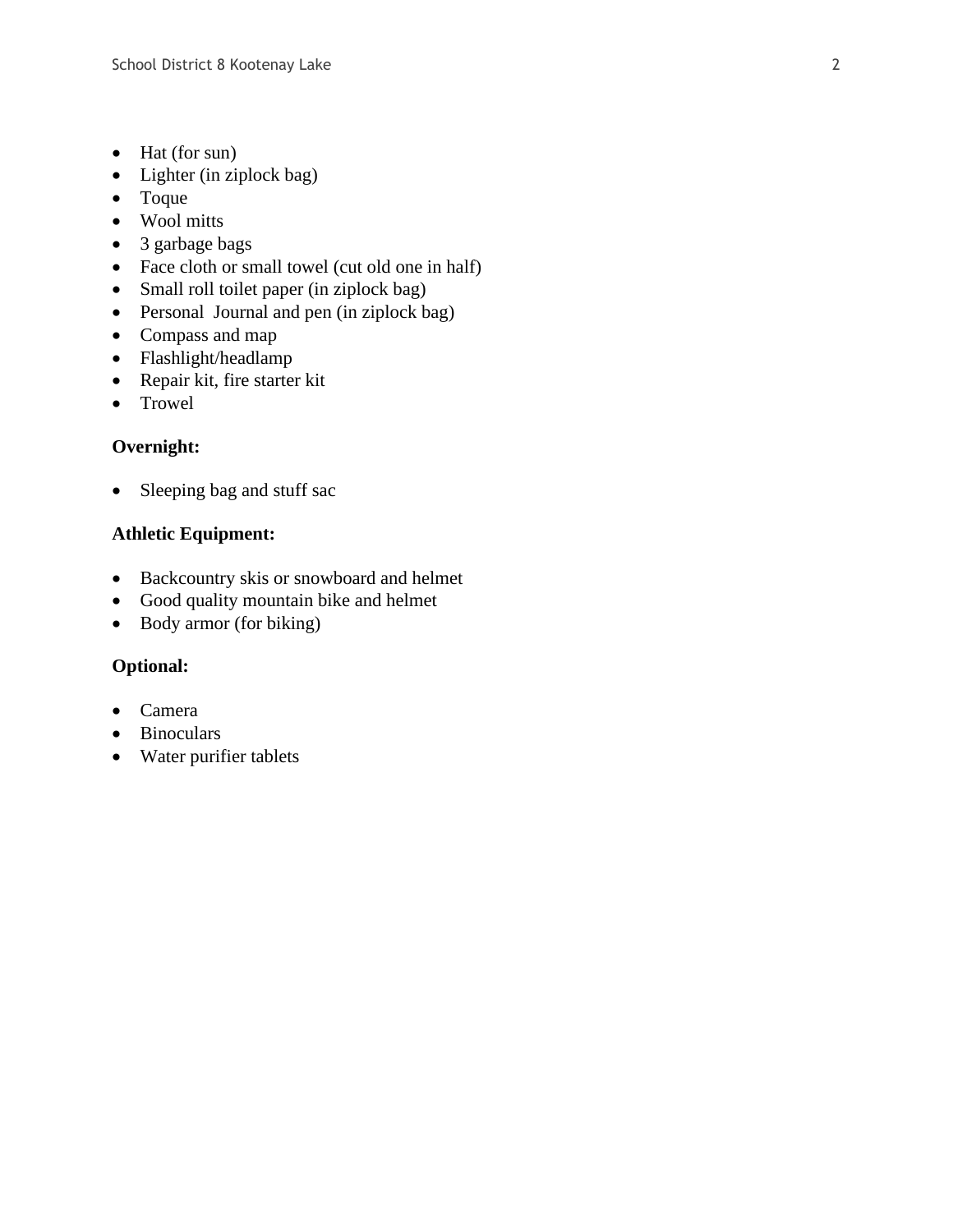- Hat (for sun)
- Lighter (in ziplock bag)
- Toque
- Wool mitts
- 3 garbage bags
- Face cloth or small towel (cut old one in half)
- Small roll toilet paper (in ziplock bag)
- Personal  Journal and pen (in ziplock bag)
- Compass and map
- Flashlight/headlamp
- Repair kit, fire starter kit
- Trowel

**Overnight:**

- Sleeping bag and stuff sac

**Athletic Equipment:**

- Backcountry skis or snowboard and helmet
- Good quality mountain bike and helmet
- Body armor (for biking)

**Optional:**

- Camera
- Binoculars
- Water purifier tablets